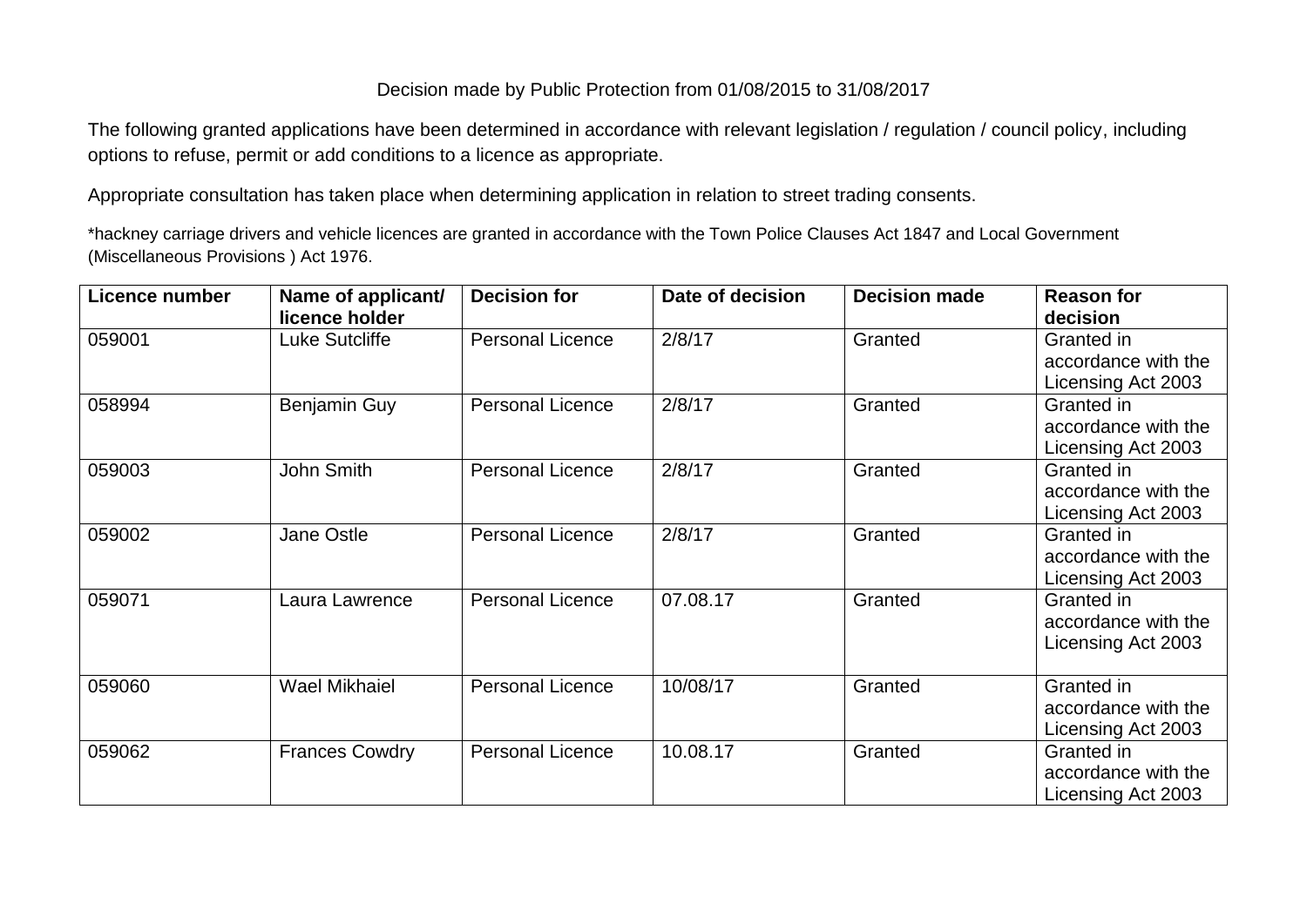Decision made by Public Protection from 01/08/2015 to 31/08/2017

The following granted applications have been determined in accordance with relevant legislation / regulation / council policy, including options to refuse, permit or add conditions to a licence as appropriate.

Appropriate consultation has taken place when determining application in relation to street trading consents.

*hackney carriage drivers and vehicle licences are granted in accordance with the Town Police Clauses Act 1847 and Local Government (Miscellaneous Provisions ) Act 1976.

| Licence number | Name of applicant/ licence holder | Decision for | Date of decision | Decision made | Reason for decision |
|---|---|---|---|---|---|
| 059001 | Luke Sutcliffe | Personal Licence | 2/8/17 | Granted | Granted in accordance with the Licensing Act 2003 |
| 058994 | Benjamin Guy | Personal Licence | 2/8/17 | Granted | Granted in accordance with the Licensing Act 2003 |
| 059003 | John Smith | Personal Licence | 2/8/17 | Granted | Granted in accordance with the Licensing Act 2003 |
| 059002 | Jane Ostle | Personal Licence | 2/8/17 | Granted | Granted in accordance with the Licensing Act 2003 |
| 059071 | Laura Lawrence | Personal Licence | 07.08.17 | Granted | Granted in accordance with the Licensing Act 2003 |
| 059060 | Wael Mikhaiel | Personal Licence | 10/08/17 | Granted | Granted in accordance with the Licensing Act 2003 |
| 059062 | Frances Cowdry | Personal Licence | 10.08.17 | Granted | Granted in accordance with the Licensing Act 2003 |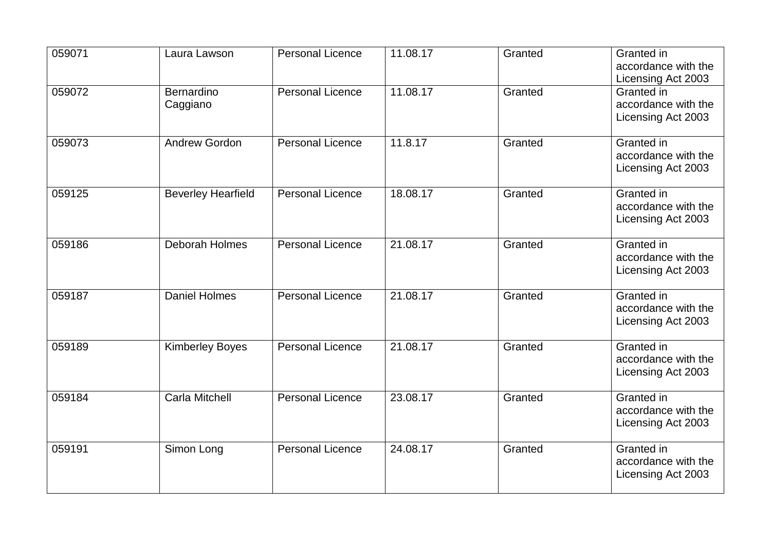| | | | | | |
|---|---|---|---|---|---|
| 059071 | Laura Lawson | Personal Licence | 11.08.17 | Granted | Granted in accordance with the Licensing Act 2003 |
| 059072 | Bernardino Caggiano | Personal Licence | 11.08.17 | Granted | Granted in accordance with the Licensing Act 2003 |
| 059073 | Andrew Gordon | Personal Licence | 11.8.17 | Granted | Granted in accordance with the Licensing Act 2003 |
| 059125 | Beverley Hearfield | Personal Licence | 18.08.17 | Granted | Granted in accordance with the Licensing Act 2003 |
| 059186 | Deborah Holmes | Personal Licence | 21.08.17 | Granted | Granted in accordance with the Licensing Act 2003 |
| 059187 | Daniel Holmes | Personal Licence | 21.08.17 | Granted | Granted in accordance with the Licensing Act 2003 |
| 059189 | Kimberley Boyes | Personal Licence | 21.08.17 | Granted | Granted in accordance with the Licensing Act 2003 |
| 059184 | Carla Mitchell | Personal Licence | 23.08.17 | Granted | Granted in accordance with the Licensing Act 2003 |
| 059191 | Simon Long | Personal Licence | 24.08.17 | Granted | Granted in accordance with the Licensing Act 2003 |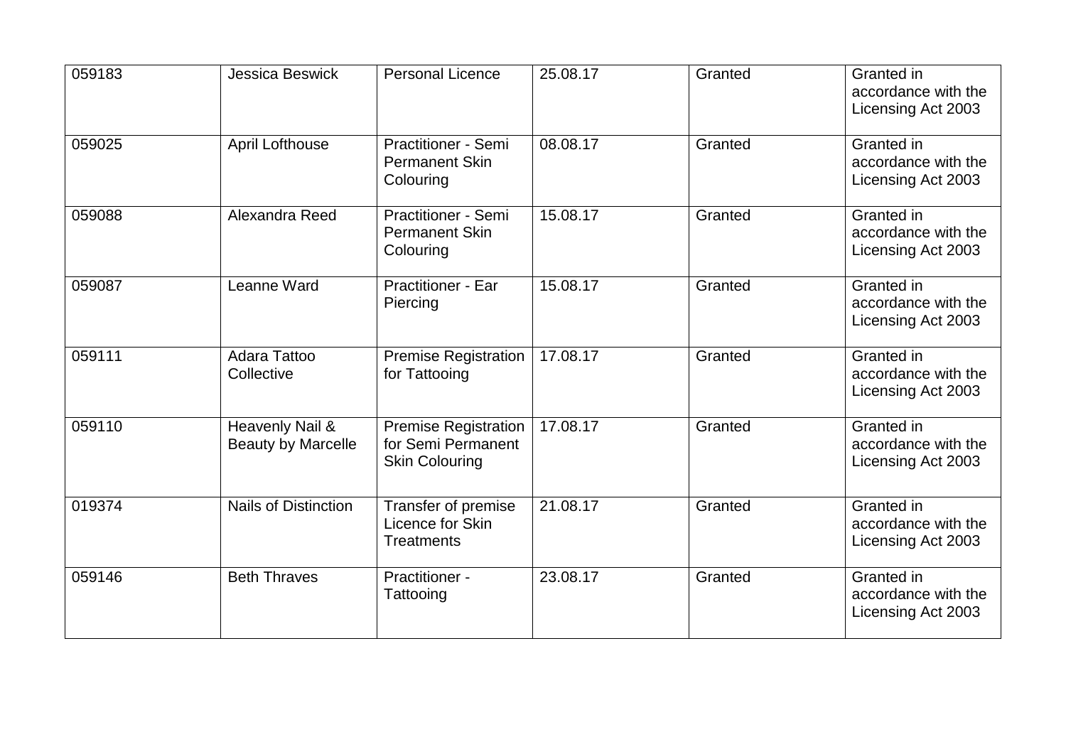| | | | | | |
|---|---|---|---|---|---|
| 059183 | Jessica Beswick | Personal Licence | 25.08.17 | Granted | Granted in accordance with the Licensing Act 2003 |
| 059025 | April Lofthouse | Practitioner - Semi Permanent Skin Colouring | 08.08.17 | Granted | Granted in accordance with the Licensing Act 2003 |
| 059088 | Alexandra Reed | Practitioner - Semi Permanent Skin Colouring | 15.08.17 | Granted | Granted in accordance with the Licensing Act 2003 |
| 059087 | Leanne Ward | Practitioner - Ear Piercing | 15.08.17 | Granted | Granted in accordance with the Licensing Act 2003 |
| 059111 | Adara Tattoo Collective | Premise Registration for Tattooing | 17.08.17 | Granted | Granted in accordance with the Licensing Act 2003 |
| 059110 | Heavenly Nail & Beauty by Marcelle | Premise Registration for Semi Permanent Skin Colouring | 17.08.17 | Granted | Granted in accordance with the Licensing Act 2003 |
| 019374 | Nails of Distinction | Transfer of premise Licence for Skin Treatments | 21.08.17 | Granted | Granted in accordance with the Licensing Act 2003 |
| 059146 | Beth Thraves | Practitioner - Tattooing | 23.08.17 | Granted | Granted in accordance with the Licensing Act 2003 |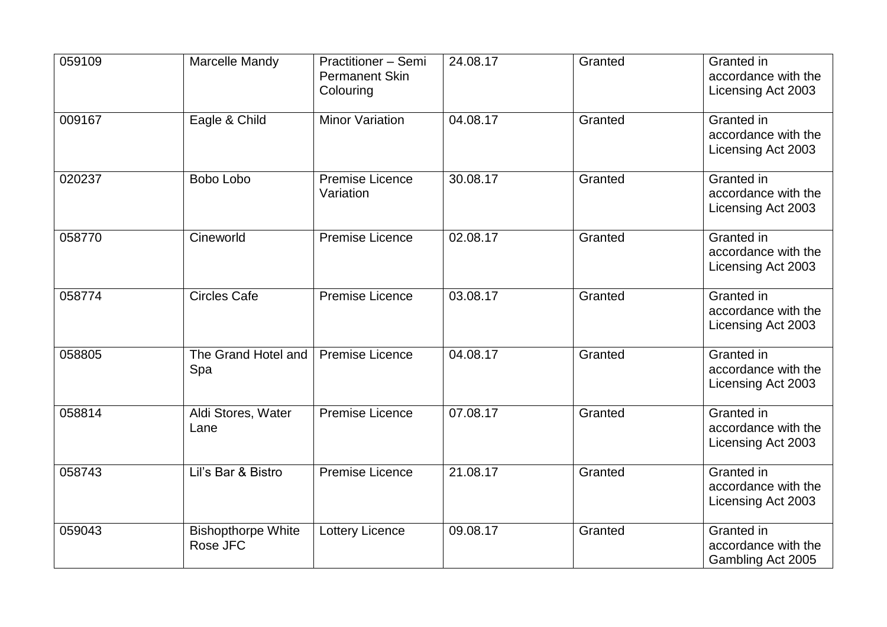| | | | | | |
|---|---|---|---|---|---|
| 059109 | Marcelle Mandy | Practitioner – Semi Permanent Skin Colouring | 24.08.17 | Granted | Granted in accordance with the Licensing Act 2003 |
| 009167 | Eagle & Child | Minor Variation | 04.08.17 | Granted | Granted in accordance with the Licensing Act 2003 |
| 020237 | Bobo Lobo | Premise Licence Variation | 30.08.17 | Granted | Granted in accordance with the Licensing Act 2003 |
| 058770 | Cineworld | Premise Licence | 02.08.17 | Granted | Granted in accordance with the Licensing Act 2003 |
| 058774 | Circles Cafe | Premise Licence | 03.08.17 | Granted | Granted in accordance with the Licensing Act 2003 |
| 058805 | The Grand Hotel and Spa | Premise Licence | 04.08.17 | Granted | Granted in accordance with the Licensing Act 2003 |
| 058814 | Aldi Stores, Water Lane | Premise Licence | 07.08.17 | Granted | Granted in accordance with the Licensing Act 2003 |
| 058743 | Lil's Bar & Bistro | Premise Licence | 21.08.17 | Granted | Granted in accordance with the Licensing Act 2003 |
| 059043 | Bishopthorpe White Rose JFC | Lottery Licence | 09.08.17 | Granted | Granted in accordance with the Gambling Act 2005 |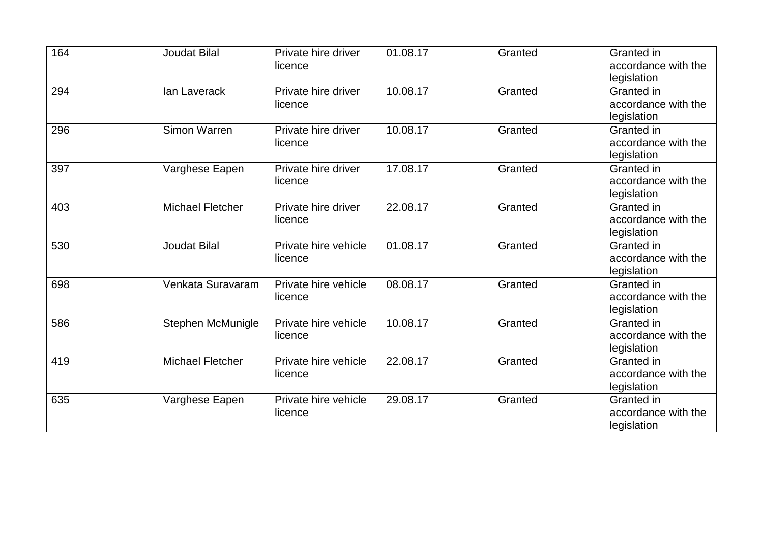| | | | | | |
|---|---|---|---|---|---|
| 164 | Joudat Bilal | Private hire driver licence | 01.08.17 | Granted | Granted in accordance with the legislation |
| 294 | Ian Laverack | Private hire driver licence | 10.08.17 | Granted | Granted in accordance with the legislation |
| 296 | Simon Warren | Private hire driver licence | 10.08.17 | Granted | Granted in accordance with the legislation |
| 397 | Varghese Eapen | Private hire driver licence | 17.08.17 | Granted | Granted in accordance with the legislation |
| 403 | Michael Fletcher | Private hire driver licence | 22.08.17 | Granted | Granted in accordance with the legislation |
| 530 | Joudat Bilal | Private hire vehicle licence | 01.08.17 | Granted | Granted in accordance with the legislation |
| 698 | Venkata Suravaram | Private hire vehicle licence | 08.08.17 | Granted | Granted in accordance with the legislation |
| 586 | Stephen McMunigle | Private hire vehicle licence | 10.08.17 | Granted | Granted in accordance with the legislation |
| 419 | Michael Fletcher | Private hire vehicle licence | 22.08.17 | Granted | Granted in accordance with the legislation |
| 635 | Varghese Eapen | Private hire vehicle licence | 29.08.17 | Granted | Granted in accordance with the legislation |